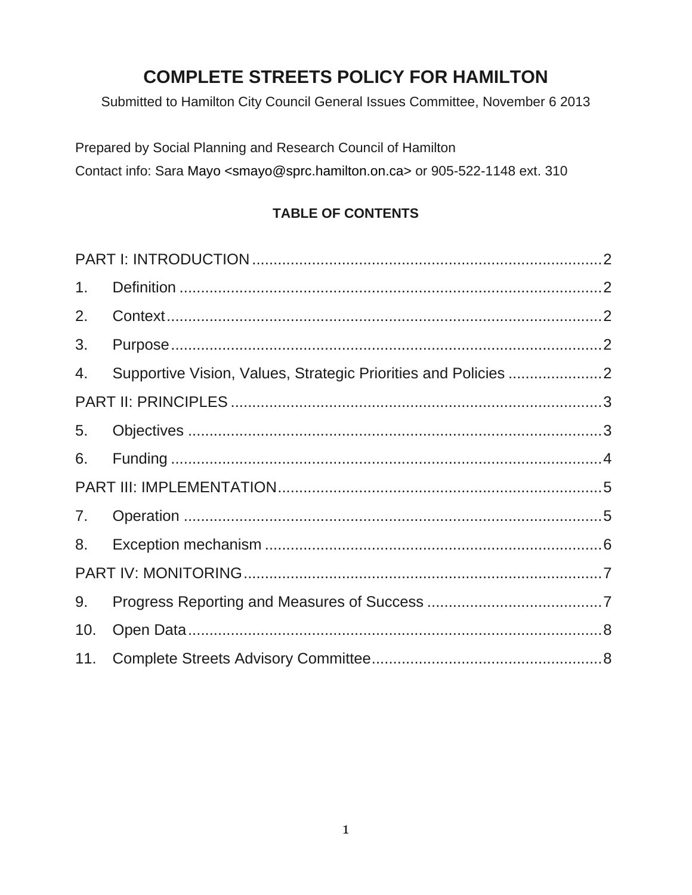# COMPLETE STREETS POLICY FOR HAMILTON

Submitted to Hamilton City Council General Issues Committee, November 6 2013

Prepared by Social Planning and Research Council of Hamilton

Contact info: Sara Mayo <smayo@sprc.hamilton.on.ca> or 905-522-1148 ext. 310

## TABLE OF CONTENTS

PART I: INTRODUCTION .......... 2

1. Definition .......... 2
2. Context .......... 2
3. Purpose .......... 2
4. Supportive Vision, Values, Strategic Priorities and Policies .......... 2

PART II: PRINCIPLES .......... 3

5. Objectives .......... 3
6. Funding .......... 4

PART III: IMPLEMENTATION .......... 5

7. Operation .......... 5
8. Exception mechanism .......... 6

PART IV: MONITORING .......... 7

9. Progress Reporting and Measures of Success .......... 7
10. Open Data .......... 8
11. Complete Streets Advisory Committee .......... 8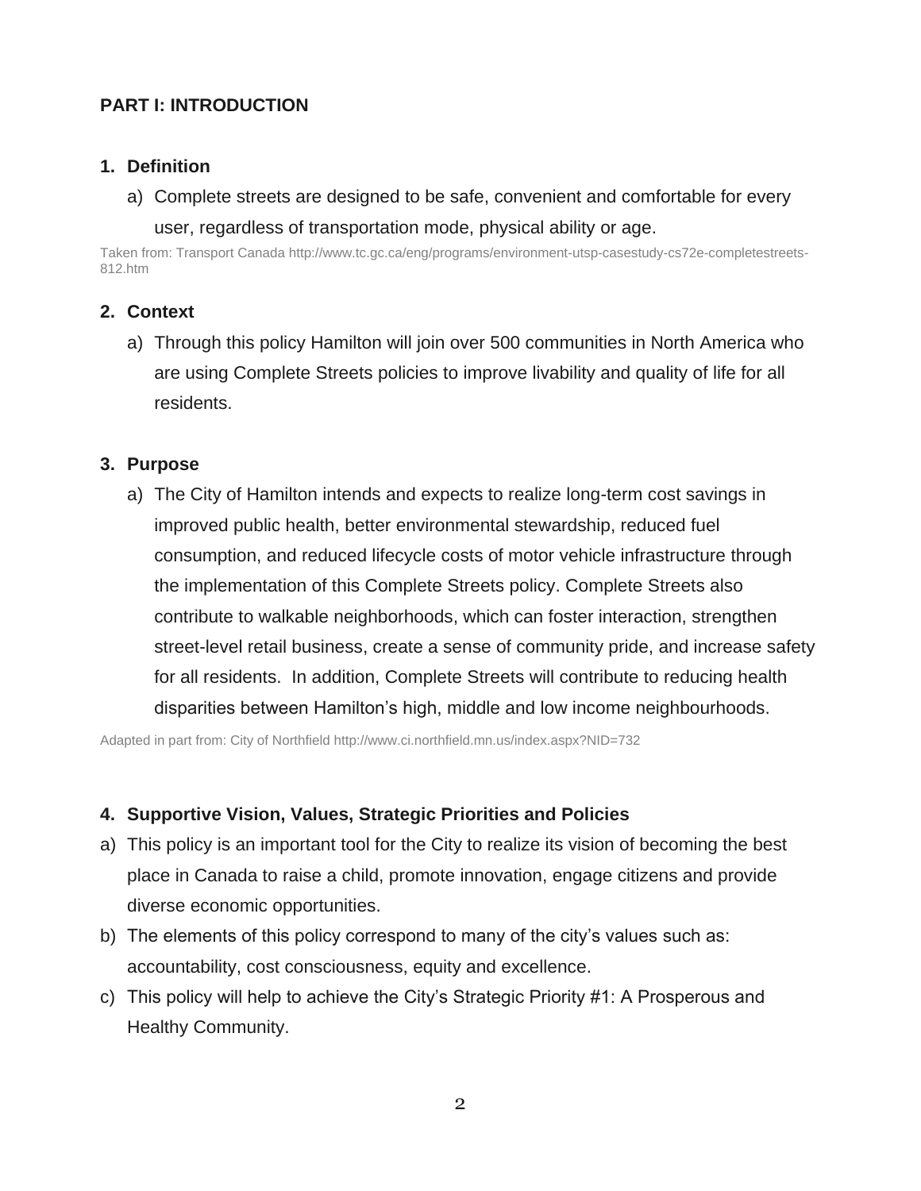## PART I: INTRODUCTION

### 1. Definition

a) Complete streets are designed to be safe, convenient and comfortable for every user, regardless of transportation mode, physical ability or age.

Taken from: Transport Canada http://www.tc.gc.ca/eng/programs/environment-utsp-casestudy-cs72e-completestreets-812.htm

### 2. Context

a) Through this policy Hamilton will join over 500 communities in North America who are using Complete Streets policies to improve livability and quality of life for all residents.

### 3. Purpose

a) The City of Hamilton intends and expects to realize long-term cost savings in improved public health, better environmental stewardship, reduced fuel consumption, and reduced lifecycle costs of motor vehicle infrastructure through the implementation of this Complete Streets policy. Complete Streets also contribute to walkable neighborhoods, which can foster interaction, strengthen street-level retail business, create a sense of community pride, and increase safety for all residents. In addition, Complete Streets will contribute to reducing health disparities between Hamilton's high, middle and low income neighbourhoods.

Adapted in part from: City of Northfield http://www.ci.northfield.mn.us/index.aspx?NID=732

### 4. Supportive Vision, Values, Strategic Priorities and Policies

a) This policy is an important tool for the City to realize its vision of becoming the best place in Canada to raise a child, promote innovation, engage citizens and provide diverse economic opportunities.
b) The elements of this policy correspond to many of the city's values such as: accountability, cost consciousness, equity and excellence.
c) This policy will help to achieve the City's Strategic Priority #1: A Prosperous and Healthy Community.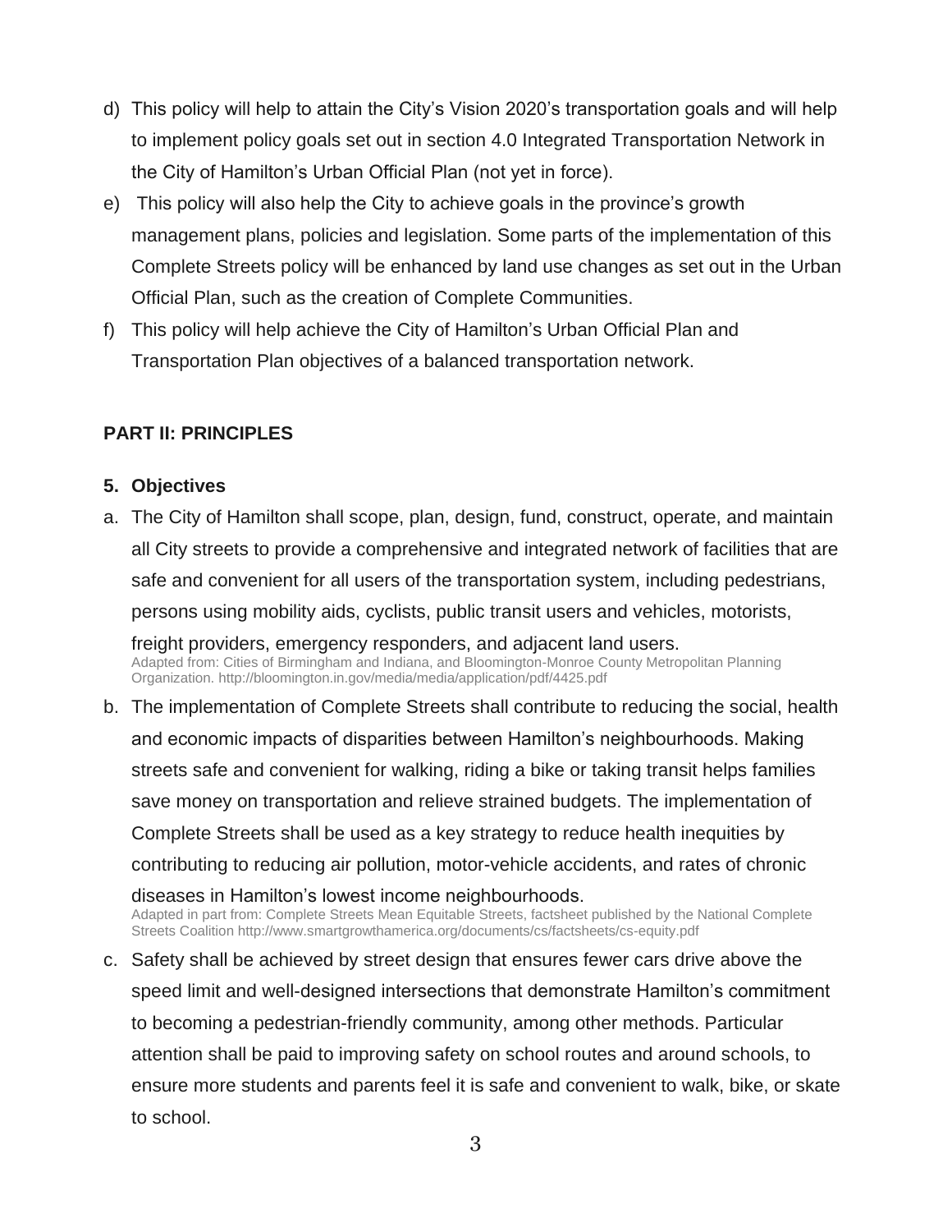d) This policy will help to attain the City's Vision 2020's transportation goals and will help to implement policy goals set out in section 4.0 Integrated Transportation Network in the City of Hamilton's Urban Official Plan (not yet in force).

e) This policy will also help the City to achieve goals in the province's growth management plans, policies and legislation. Some parts of the implementation of this Complete Streets policy will be enhanced by land use changes as set out in the Urban Official Plan, such as the creation of Complete Communities.

f) This policy will help achieve the City of Hamilton's Urban Official Plan and Transportation Plan objectives of a balanced transportation network.

## PART II: PRINCIPLES

### 5. Objectives

a. The City of Hamilton shall scope, plan, design, fund, construct, operate, and maintain all City streets to provide a comprehensive and integrated network of facilities that are safe and convenient for all users of the transportation system, including pedestrians, persons using mobility aids, cyclists, public transit users and vehicles, motorists, freight providers, emergency responders, and adjacent land users.
Adapted from: Cities of Birmingham and Indiana, and Bloomington-Monroe County Metropolitan Planning Organization. http://bloomington.in.gov/media/media/application/pdf/4425.pdf

b. The implementation of Complete Streets shall contribute to reducing the social, health and economic impacts of disparities between Hamilton's neighbourhoods. Making streets safe and convenient for walking, riding a bike or taking transit helps families save money on transportation and relieve strained budgets. The implementation of Complete Streets shall be used as a key strategy to reduce health inequities by contributing to reducing air pollution, motor-vehicle accidents, and rates of chronic diseases in Hamilton's lowest income neighbourhoods.
Adapted in part from: Complete Streets Mean Equitable Streets, factsheet published by the National Complete Streets Coalition http://www.smartgrowthamerica.org/documents/cs/factsheets/cs-equity.pdf

c. Safety shall be achieved by street design that ensures fewer cars drive above the speed limit and well-designed intersections that demonstrate Hamilton's commitment to becoming a pedestrian-friendly community, among other methods. Particular attention shall be paid to improving safety on school routes and around schools, to ensure more students and parents feel it is safe and convenient to walk, bike, or skate to school.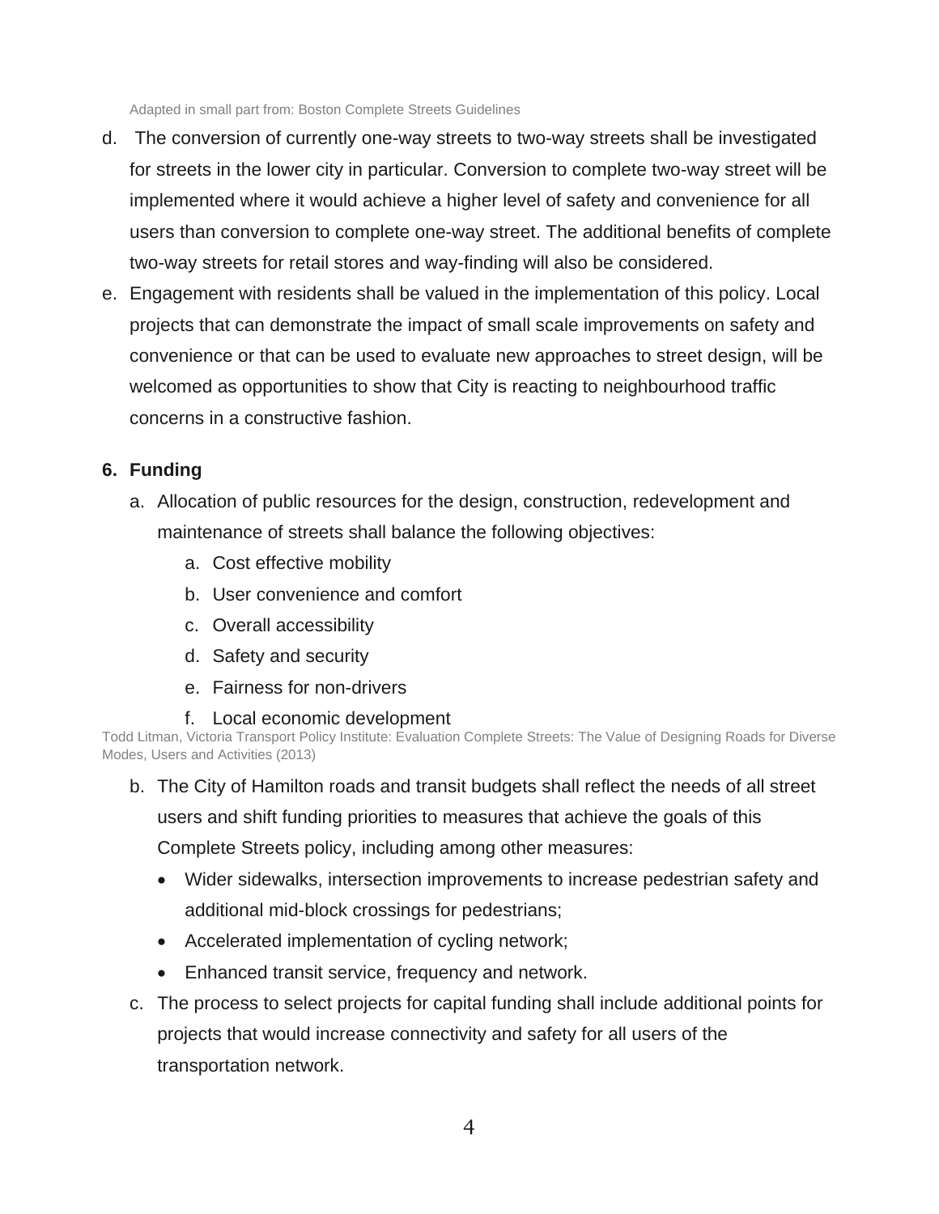Adapted in small part from: Boston Complete Streets Guidelines

d. The conversion of currently one-way streets to two-way streets shall be investigated for streets in the lower city in particular. Conversion to complete two-way street will be implemented where it would achieve a higher level of safety and convenience for all users than conversion to complete one-way street. The additional benefits of complete two-way streets for retail stores and way-finding will also be considered.

e. Engagement with residents shall be valued in the implementation of this policy. Local projects that can demonstrate the impact of small scale improvements on safety and convenience or that can be used to evaluate new approaches to street design, will be welcomed as opportunities to show that City is reacting to neighbourhood traffic concerns in a constructive fashion.

**6. Funding**

a. Allocation of public resources for the design, construction, redevelopment and maintenance of streets shall balance the following objectives:
   a. Cost effective mobility
   b. User convenience and comfort
   c. Overall accessibility
   d. Safety and security
   e. Fairness for non-drivers
   f. Local economic development

Todd Litman, Victoria Transport Policy Institute: Evaluation Complete Streets: The Value of Designing Roads for Diverse Modes, Users and Activities (2013)

b. The City of Hamilton roads and transit budgets shall reflect the needs of all street users and shift funding priorities to measures that achieve the goals of this Complete Streets policy, including among other measures:
   - Wider sidewalks, intersection improvements to increase pedestrian safety and additional mid-block crossings for pedestrians;
   - Accelerated implementation of cycling network;
   - Enhanced transit service, frequency and network.

c. The process to select projects for capital funding shall include additional points for projects that would increase connectivity and safety for all users of the transportation network.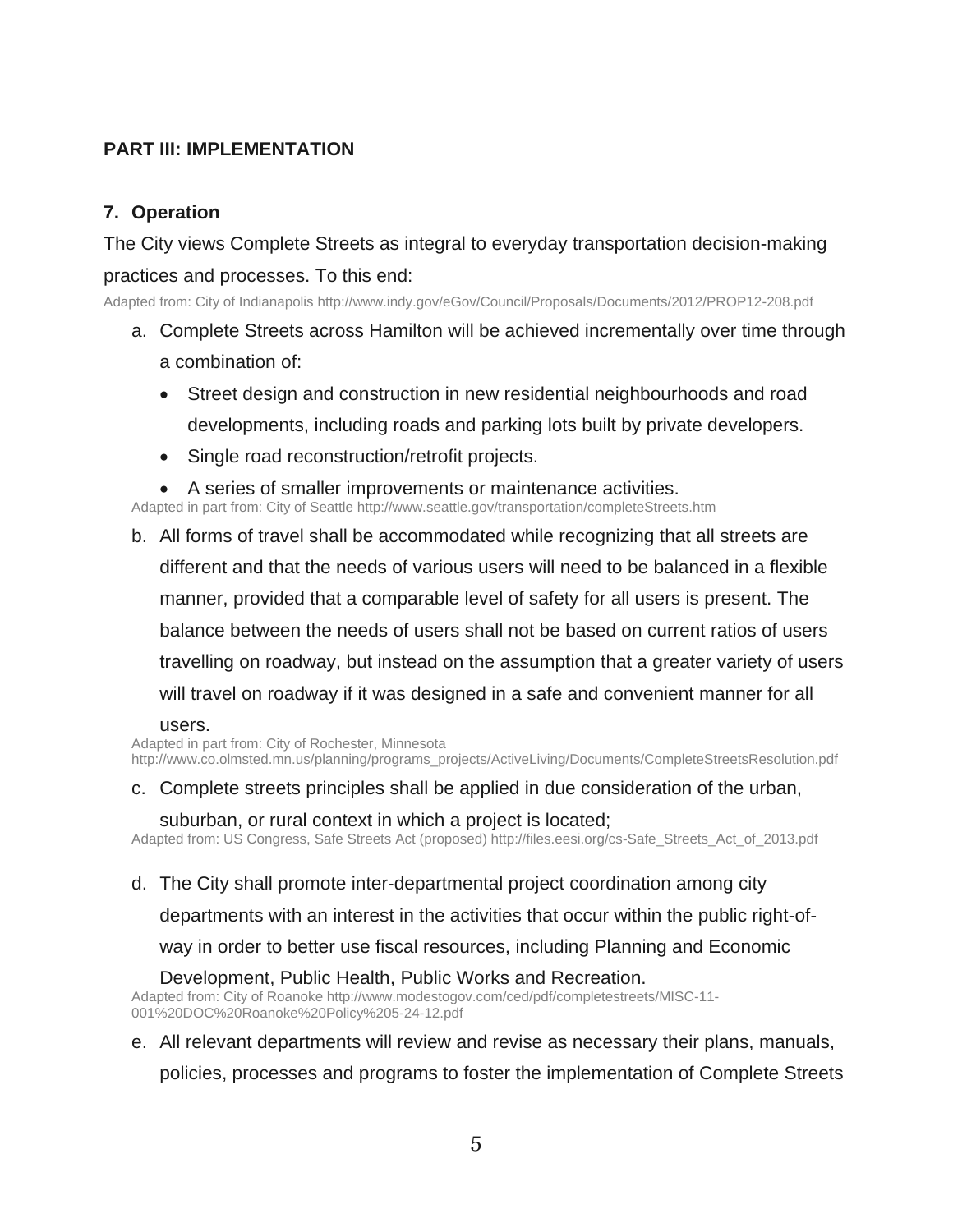## PART III: IMPLEMENTATION

### 7. Operation

The City views Complete Streets as integral to everyday transportation decision-making practices and processes. To this end:

Adapted from: City of Indianapolis http://www.indy.gov/eGov/Council/Proposals/Documents/2012/PROP12-208.pdf

a. Complete Streets across Hamilton will be achieved incrementally over time through a combination of:
   - Street design and construction in new residential neighbourhoods and road developments, including roads and parking lots built by private developers.
   - Single road reconstruction/retrofit projects.
   - A series of smaller improvements or maintenance activities.

   Adapted in part from: City of Seattle http://www.seattle.gov/transportation/completeStreets.htm

b. All forms of travel shall be accommodated while recognizing that all streets are different and that the needs of various users will need to be balanced in a flexible manner, provided that a comparable level of safety for all users is present. The balance between the needs of users shall not be based on current ratios of users travelling on roadway, but instead on the assumption that a greater variety of users will travel on roadway if it was designed in a safe and convenient manner for all users.

   Adapted in part from: City of Rochester, Minnesota http://www.co.olmsted.mn.us/planning/programs_projects/ActiveLiving/Documents/CompleteStreetsResolution.pdf

c. Complete streets principles shall be applied in due consideration of the urban, suburban, or rural context in which a project is located;

   Adapted from: US Congress, Safe Streets Act (proposed) http://files.eesi.org/cs-Safe_Streets_Act_of_2013.pdf

d. The City shall promote inter-departmental project coordination among city departments with an interest in the activities that occur within the public right-of-way in order to better use fiscal resources, including Planning and Economic Development, Public Health, Public Works and Recreation.

   Adapted from: City of Roanoke http://www.modestogov.com/ced/pdf/completestreets/MISC-11-001%20DOC%20Roanoke%20Policy%205-24-12.pdf

e. All relevant departments will review and revise as necessary their plans, manuals, policies, processes and programs to foster the implementation of Complete Streets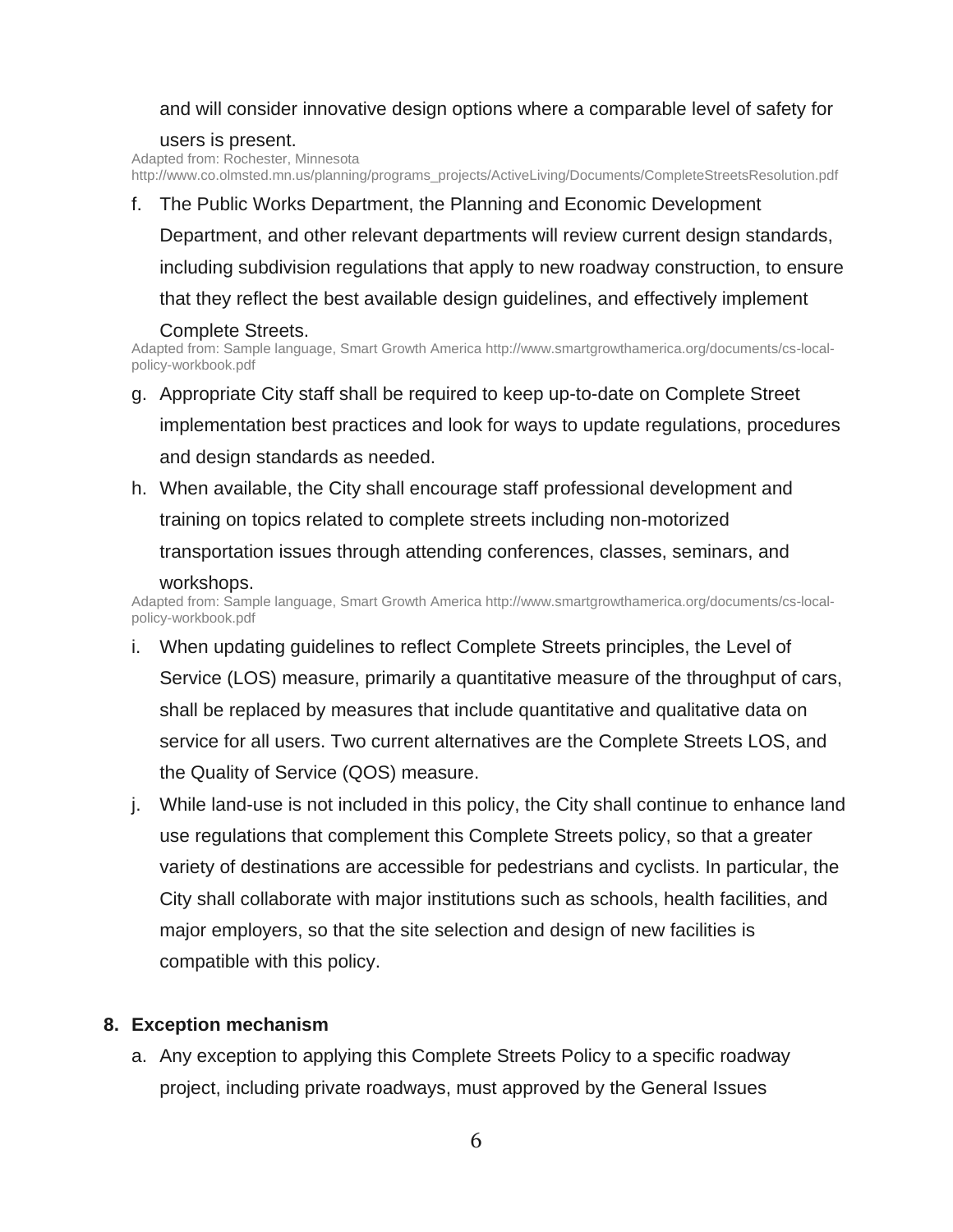and will consider innovative design options where a comparable level of safety for users is present.

Adapted from: Rochester, Minnesota http://www.co.olmsted.mn.us/planning/programs_projects/ActiveLiving/Documents/CompleteStreetsResolution.pdf

f. The Public Works Department, the Planning and Economic Development Department, and other relevant departments will review current design standards, including subdivision regulations that apply to new roadway construction, to ensure that they reflect the best available design guidelines, and effectively implement Complete Streets.

Adapted from: Sample language, Smart Growth America http://www.smartgrowthamerica.org/documents/cs-local-policy-workbook.pdf

g. Appropriate City staff shall be required to keep up-to-date on Complete Street implementation best practices and look for ways to update regulations, procedures and design standards as needed.

h. When available, the City shall encourage staff professional development and training on topics related to complete streets including non-motorized transportation issues through attending conferences, classes, seminars, and workshops.

Adapted from: Sample language, Smart Growth America http://www.smartgrowthamerica.org/documents/cs-local-policy-workbook.pdf

i. When updating guidelines to reflect Complete Streets principles, the Level of Service (LOS) measure, primarily a quantitative measure of the throughput of cars, shall be replaced by measures that include quantitative and qualitative data on service for all users. Two current alternatives are the Complete Streets LOS, and the Quality of Service (QOS) measure.

j. While land-use is not included in this policy, the City shall continue to enhance land use regulations that complement this Complete Streets policy, so that a greater variety of destinations are accessible for pedestrians and cyclists. In particular, the City shall collaborate with major institutions such as schools, health facilities, and major employers, so that the site selection and design of new facilities is compatible with this policy.

**8. Exception mechanism**

a. Any exception to applying this Complete Streets Policy to a specific roadway project, including private roadways, must approved by the General Issues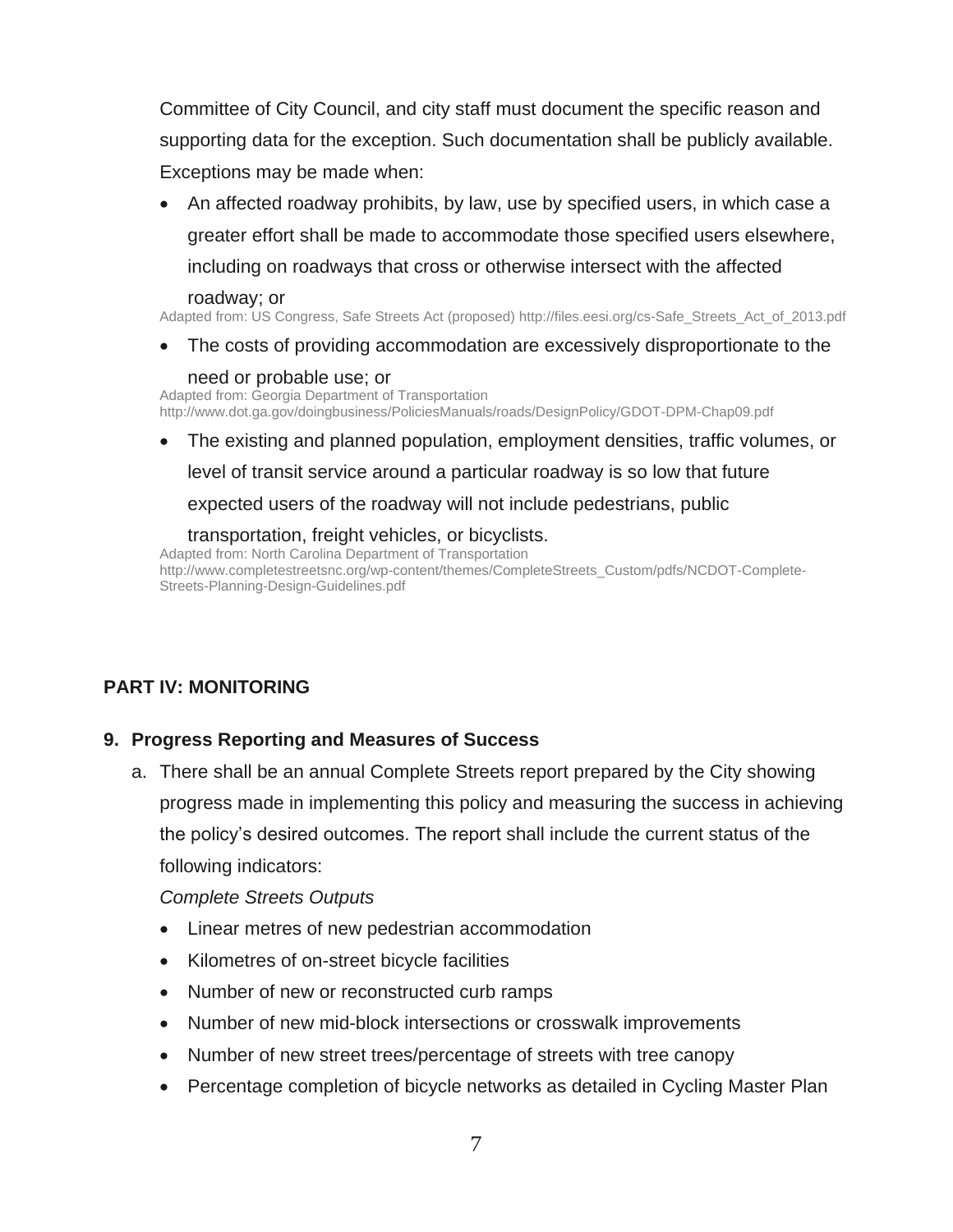Committee of City Council, and city staff must document the specific reason and supporting data for the exception. Such documentation shall be publicly available. Exceptions may be made when:

- An affected roadway prohibits, by law, use by specified users, in which case a greater effort shall be made to accommodate those specified users elsewhere, including on roadways that cross or otherwise intersect with the affected roadway; or

Adapted from: US Congress, Safe Streets Act (proposed) http://files.eesi.org/cs-Safe_Streets_Act_of_2013.pdf

- The costs of providing accommodation are excessively disproportionate to the need or probable use; or

Adapted from: Georgia Department of Transportation
http://www.dot.ga.gov/doingbusiness/PoliciesManuals/roads/DesignPolicy/GDOT-DPM-Chap09.pdf

- The existing and planned population, employment densities, traffic volumes, or level of transit service around a particular roadway is so low that future expected users of the roadway will not include pedestrians, public transportation, freight vehicles, or bicyclists.

Adapted from: North Carolina Department of Transportation
http://www.completestreetsnc.org/wp-content/themes/CompleteStreets_Custom/pdfs/NCDOT-Complete-Streets-Planning-Design-Guidelines.pdf

## PART IV: MONITORING

### 9. Progress Reporting and Measures of Success

a. There shall be an annual Complete Streets report prepared by the City showing progress made in implementing this policy and measuring the success in achieving the policy's desired outcomes. The report shall include the current status of the following indicators:

   *Complete Streets Outputs*

   - Linear metres of new pedestrian accommodation
   - Kilometres of on-street bicycle facilities
   - Number of new or reconstructed curb ramps
   - Number of new mid-block intersections or crosswalk improvements
   - Number of new street trees/percentage of streets with tree canopy
   - Percentage completion of bicycle networks as detailed in Cycling Master Plan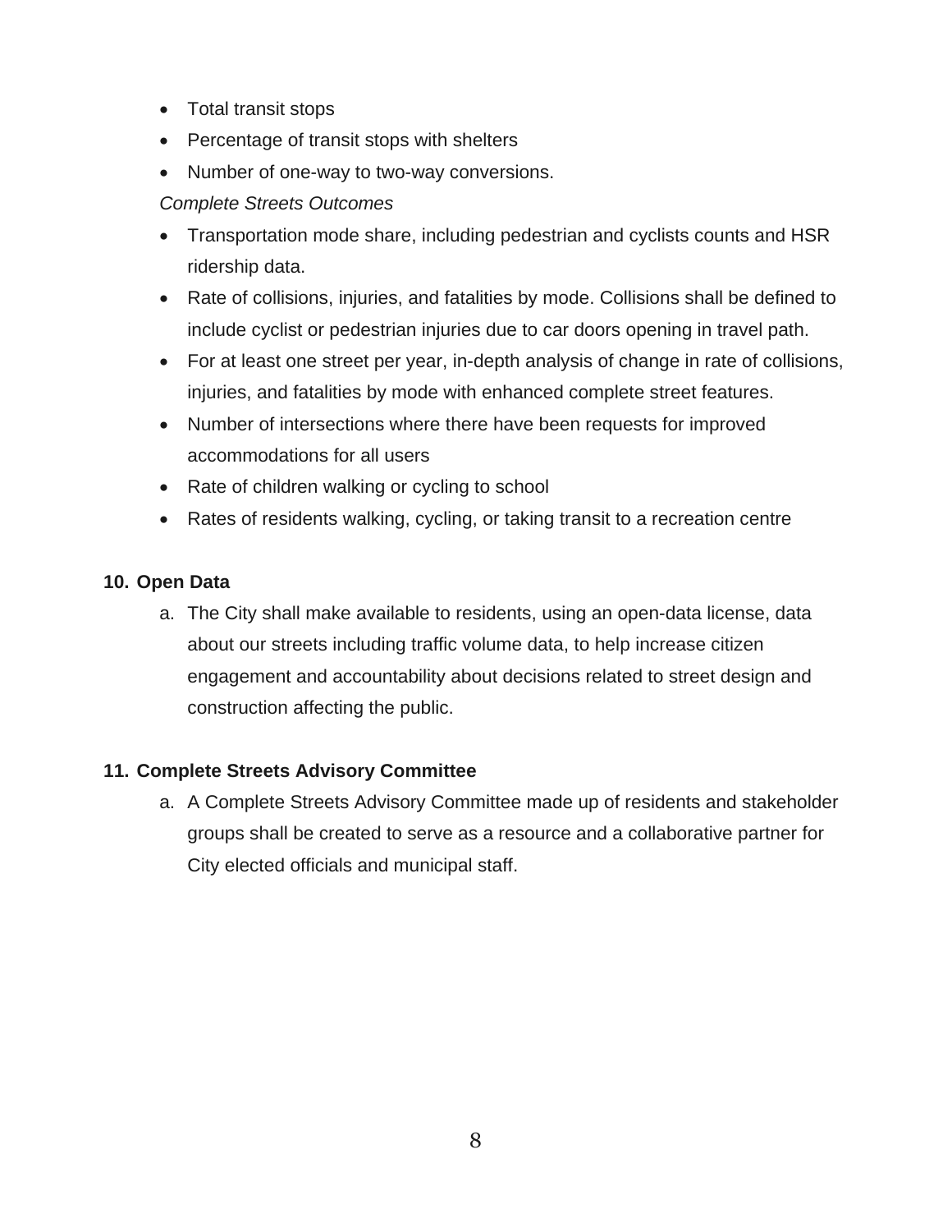- Total transit stops
- Percentage of transit stops with shelters
- Number of one-way to two-way conversions.

*Complete Streets Outcomes*

- Transportation mode share, including pedestrian and cyclists counts and HSR ridership data.
- Rate of collisions, injuries, and fatalities by mode. Collisions shall be defined to include cyclist or pedestrian injuries due to car doors opening in travel path.
- For at least one street per year, in-depth analysis of change in rate of collisions, injuries, and fatalities by mode with enhanced complete street features.
- Number of intersections where there have been requests for improved accommodations for all users
- Rate of children walking or cycling to school
- Rates of residents walking, cycling, or taking transit to a recreation centre

**10. Open Data**

a. The City shall make available to residents, using an open-data license, data about our streets including traffic volume data, to help increase citizen engagement and accountability about decisions related to street design and construction affecting the public.

**11. Complete Streets Advisory Committee**

a. A Complete Streets Advisory Committee made up of residents and stakeholder groups shall be created to serve as a resource and a collaborative partner for City elected officials and municipal staff.